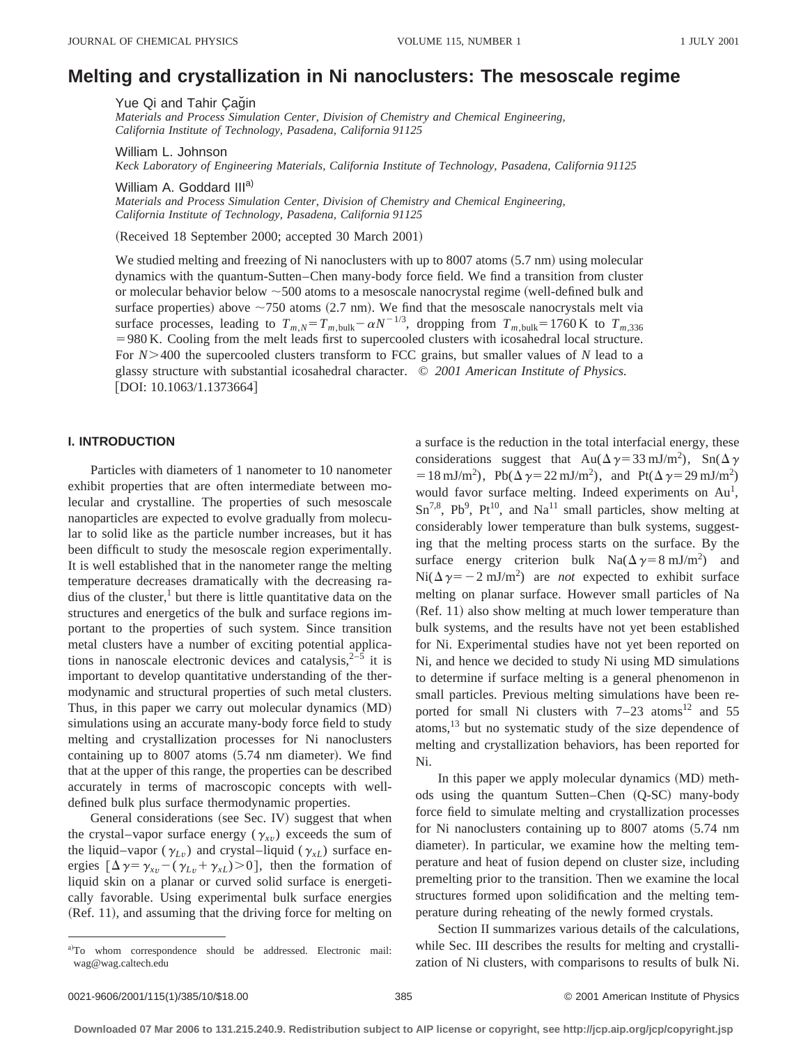# Melting and crystallization in Ni nanoclusters: The mesoscale regime

Yue Qi and Tahir Çağin

*Materials and Process Simulation Center, Division of Chemistry and Chemical Engineering, California Institute of Technology, Pasadena, California 91125*

William L. Johnson

*Keck Laboratory of Engineering Materials, California Institute of Technology, Pasadena, California 91125*

William A. Goddard III[a]

*Materials and Process Simulation Center, Division of Chemistry and Chemical Engineering, California Institute of Technology, Pasadena, California 91125*

(Received 18 September 2000; accepted 30 March 2001)

We studied melting and freezing of Ni nanoclusters with up to 8007 atoms (5.7 nm) using molecular dynamics with the quantum-Sutten–Chen many-body force field. We find a transition from cluster or molecular behavior below ~500 atoms to a mesoscale nanocrystal regime (well-defined bulk and surface properties) above ~750 atoms (2.7 nm). We find that the mesoscale nanocrystals melt via surface processes, leading to $T_{m,N} = T_{m,\text{bulk}} - \alpha N^{-1/3}$, dropping from $T_{m,\text{bulk}} = 1760\,\text{K}$ to $T_{m,336} = 980\,\text{K}$. Cooling from the melt leads first to supercooled clusters with icosahedral local structure. For $N > 400$ the supercooled clusters transform to FCC grains, but smaller values of $N$ lead to a glassy structure with substantial icosahedral character. *© 2001 American Institute of Physics.* [DOI: 10.1063/1.1373664]

## I. INTRODUCTION

Particles with diameters of 1 nanometer to 10 nanometer exhibit properties that are often intermediate between molecular and crystalline. The properties of such mesoscale nanoparticles are expected to evolve gradually from molecular to solid like as the particle number increases, but it has been difficult to study the mesoscale region experimentally. It is well established that in the nanometer range the melting temperature decreases dramatically with the decreasing radius of the cluster,[1] but there is little quantitative data on the structures and energetics of the bulk and surface regions important to the properties of such system. Since transition metal clusters have a number of exciting potential applications in nanoscale electronic devices and catalysis,[2–5] it is important to develop quantitative understanding of the thermodynamic and structural properties of such metal clusters. Thus, in this paper we carry out molecular dynamics (MD) simulations using an accurate many-body force field to study melting and crystallization processes for Ni nanoclusters containing up to 8007 atoms (5.74 nm diameter). We find that at the upper of this range, the properties can be described accurately in terms of macroscopic concepts with well-defined bulk plus surface thermodynamic properties.

General considerations (see Sec. IV) suggest that when the crystal–vapor surface energy ($\gamma_{xv}$) exceeds the sum of the liquid–vapor ($\gamma_{Lv}$) and crystal–liquid ($\gamma_{xL}$) surface energies [$\Delta\gamma = \gamma_{xv} - (\gamma_{Lv} + \gamma_{xL}) > 0$], then the formation of liquid skin on a planar or curved solid surface is energetically favorable. Using experimental bulk surface energies (Ref. 11), and assuming that the driving force for melting on a surface is the reduction in the total interfacial energy, these considerations suggest that Au($\Delta\gamma = 33\,\text{mJ/m}^2$), Sn($\Delta\gamma = 18\,\text{mJ/m}^2$), Pb($\Delta\gamma = 22\,\text{mJ/m}^2$), and Pt($\Delta\gamma = 29\,\text{mJ/m}^2$) would favor surface melting. Indeed experiments on Au[1], Sn[7,8], Pb[9], Pt[10], and Na[11] small particles, show melting at considerably lower temperature than bulk systems, suggesting that the melting process starts on the surface. By the surface energy criterion bulk Na($\Delta\gamma = 8\,\text{mJ/m}^2$) and Ni($\Delta\gamma = -2\,\text{mJ/m}^2$) are *not* expected to exhibit surface melting on planar surface. However small particles of Na (Ref. 11) also show melting at much lower temperature than bulk systems, and the results have not yet been established for Ni. Experimental studies have not yet been reported on Ni, and hence we decided to study Ni using MD simulations to determine if surface melting is a general phenomenon in small particles. Previous melting simulations have been reported for small Ni clusters with 7–23 atoms[12] and 55 atoms,[13] but no systematic study of the size dependence of melting and crystallization behaviors, has been reported for Ni.

In this paper we apply molecular dynamics (MD) methods using the quantum Sutten–Chen (Q-SC) many-body force field to simulate melting and crystallization processes for Ni nanoclusters containing up to 8007 atoms (5.74 nm diameter). In particular, we examine how the melting temperature and heat of fusion depend on cluster size, including premelting prior to the transition. Then we examine the local structures formed upon solidification and the melting temperature during reheating of the newly formed crystals.

Section II summarizes various details of the calculations, while Sec. III describes the results for melting and crystallization of Ni clusters, with comparisons to results of bulk Ni.

[a] To whom correspondence should be addressed. Electronic mail: wag@wag.caltech.edu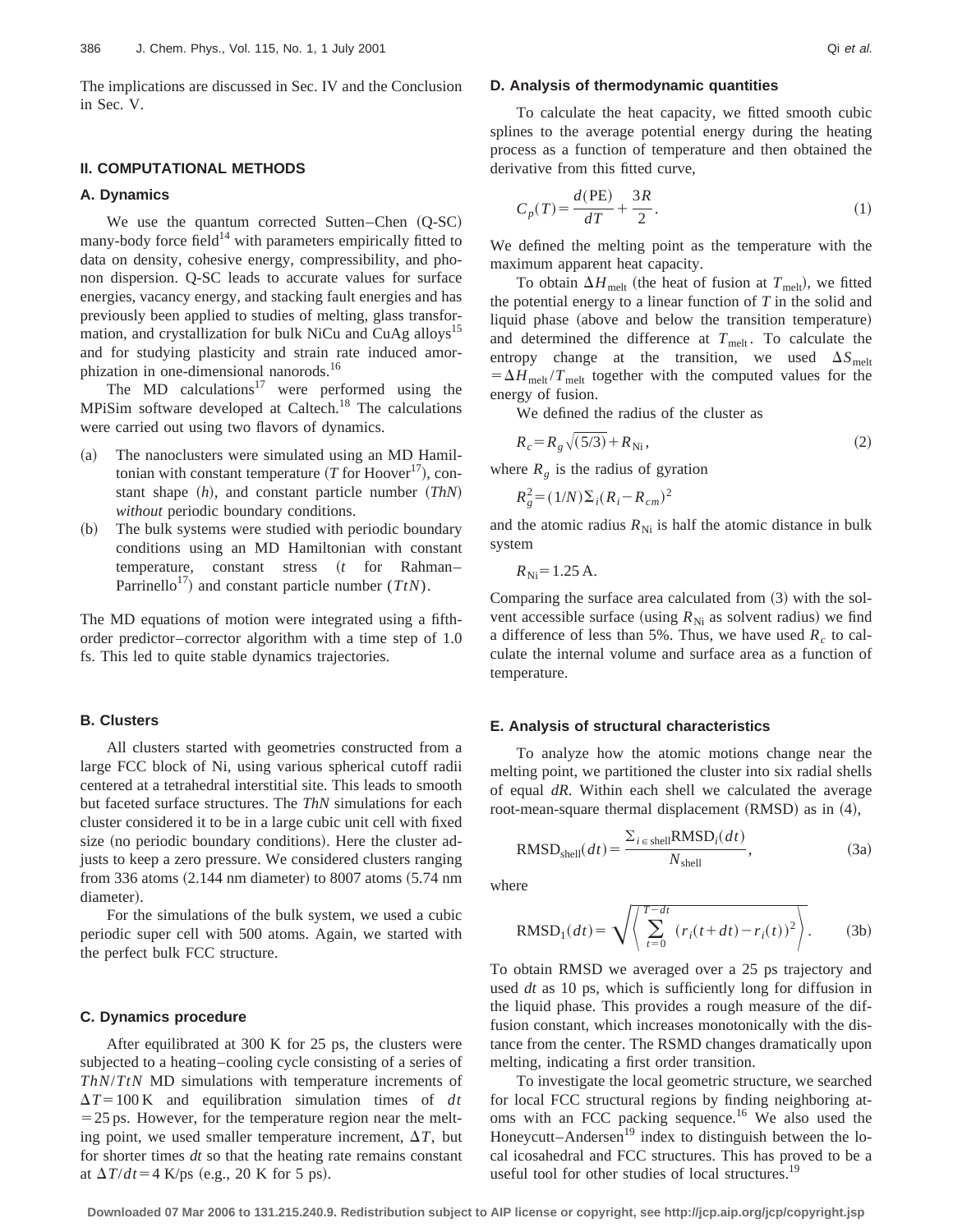The implications are discussed in Sec. IV and the Conclusion in Sec. V.

## II. COMPUTATIONAL METHODS

### A. Dynamics

We use the quantum corrected Sutten–Chen (Q-SC) many-body force field[14] with parameters empirically fitted to data on density, cohesive energy, compressibility, and phonon dispersion. Q-SC leads to accurate values for surface energies, vacancy energy, and stacking fault energies and has previously been applied to studies of melting, glass transformation, and crystallization for bulk NiCu and CuAg alloys[15] and for studying plasticity and strain rate induced amorphization in one-dimensional nanorods.[16]

The MD calculations[17] were performed using the MPiSim software developed at Caltech.[18] The calculations were carried out using two flavors of dynamics.

(a) The nanoclusters were simulated using an MD Hamiltonian with constant temperature ($T$ for Hoover[17]), constant shape ($h$), and constant particle number ($ThN$) *without* periodic boundary conditions.

(b) The bulk systems were studied with periodic boundary conditions using an MD Hamiltonian with constant temperature, constant stress ($t$ for Rahman–Parrinello[17]) and constant particle number ($TtN$).

The MD equations of motion were integrated using a fifth-order predictor–corrector algorithm with a time step of 1.0 fs. This led to quite stable dynamics trajectories.

### B. Clusters

All clusters started with geometries constructed from a large FCC block of Ni, using various spherical cutoff radii centered at a tetrahedral interstitial site. This leads to smooth but faceted surface structures. The *ThN* simulations for each cluster considered it to be in a large cubic unit cell with fixed size (no periodic boundary conditions). Here the cluster adjusts to keep a zero pressure. We considered clusters ranging from 336 atoms (2.144 nm diameter) to 8007 atoms (5.74 nm diameter).

For the simulations of the bulk system, we used a cubic periodic super cell with 500 atoms. Again, we started with the perfect bulk FCC structure.

### C. Dynamics procedure

After equilibrated at 300 K for 25 ps, the clusters were subjected to a heating–cooling cycle consisting of a series of $ThN/TtN$ MD simulations with temperature increments of $\Delta T = 100\,\mathrm{K}$ and equilibration simulation times of $dt = 25\,\mathrm{ps}$. However, for the temperature region near the melting point, we used smaller temperature increment, $\Delta T$, but for shorter times $dt$ so that the heating rate remains constant at $\Delta T/dt = 4\,\mathrm{K/ps}$ (e.g., 20 K for 5 ps).

### D. Analysis of thermodynamic quantities

To calculate the heat capacity, we fitted smooth cubic splines to the average potential energy during the heating process as a function of temperature and then obtained the derivative from this fitted curve,

$$C_p(T) = \frac{d(\mathrm{PE})}{dT} + \frac{3R}{2}. \tag{1}$$

We defined the melting point as the temperature with the maximum apparent heat capacity.

To obtain $\Delta H_{\mathrm{melt}}$ (the heat of fusion at $T_{\mathrm{melt}}$), we fitted the potential energy to a linear function of $T$ in the solid and liquid phase (above and below the transition temperature) and determined the difference at $T_{\mathrm{melt}}$. To calculate the entropy change at the transition, we used $\Delta S_{\mathrm{melt}} = \Delta H_{\mathrm{melt}}/T_{\mathrm{melt}}$ together with the computed values for the energy of fusion.

We defined the radius of the cluster as

$$R_c = R_g \sqrt{(5/3)} + R_{\mathrm{Ni}}, \tag{2}$$

where $R_g$ is the radius of gyration

$$R_g^2 = (1/N)\Sigma_i (R_i - R_{cm})^2$$

and the atomic radius $R_{\mathrm{Ni}}$ is half the atomic distance in bulk system

$$R_{\mathrm{Ni}} = 1.25\,\mathrm{A}.$$

Comparing the surface area calculated from (3) with the solvent accessible surface (using $R_{\mathrm{Ni}}$ as solvent radius) we find a difference of less than 5%. Thus, we have used $R_c$ to calculate the internal volume and surface area as a function of temperature.

### E. Analysis of structural characteristics

To analyze how the atomic motions change near the melting point, we partitioned the cluster into six radial shells of equal $dR$. Within each shell we calculated the average root-mean-square thermal displacement (RMSD) as in (4),

$$\mathrm{RMSD}_{\mathrm{shell}}(dt) = \frac{\Sigma_{i \in \mathrm{shell}} \mathrm{RMSD}_i(dt)}{N_{\mathrm{shell}}}, \tag{3a}$$

where

$$\mathrm{RMSD}_1(dt) = \sqrt{\left\langle \sum_{t=0}^{T-dt} (r_i(t+dt) - r_i(t))^2 \right\rangle}. \tag{3b}$$

To obtain RMSD we averaged over a 25 ps trajectory and used $dt$ as 10 ps, which is sufficiently long for diffusion in the liquid phase. This provides a rough measure of the diffusion constant, which increases monotonically with the distance from the center. The RSMD changes dramatically upon melting, indicating a first order transition.

To investigate the local geometric structure, we searched for local FCC structural regions by finding neighboring atoms with an FCC packing sequence.[16] We also used the Honeycutt–Andersen[19] index to distinguish between the local icosahedral and FCC structures. This has proved to be a useful tool for other studies of local structures.[19]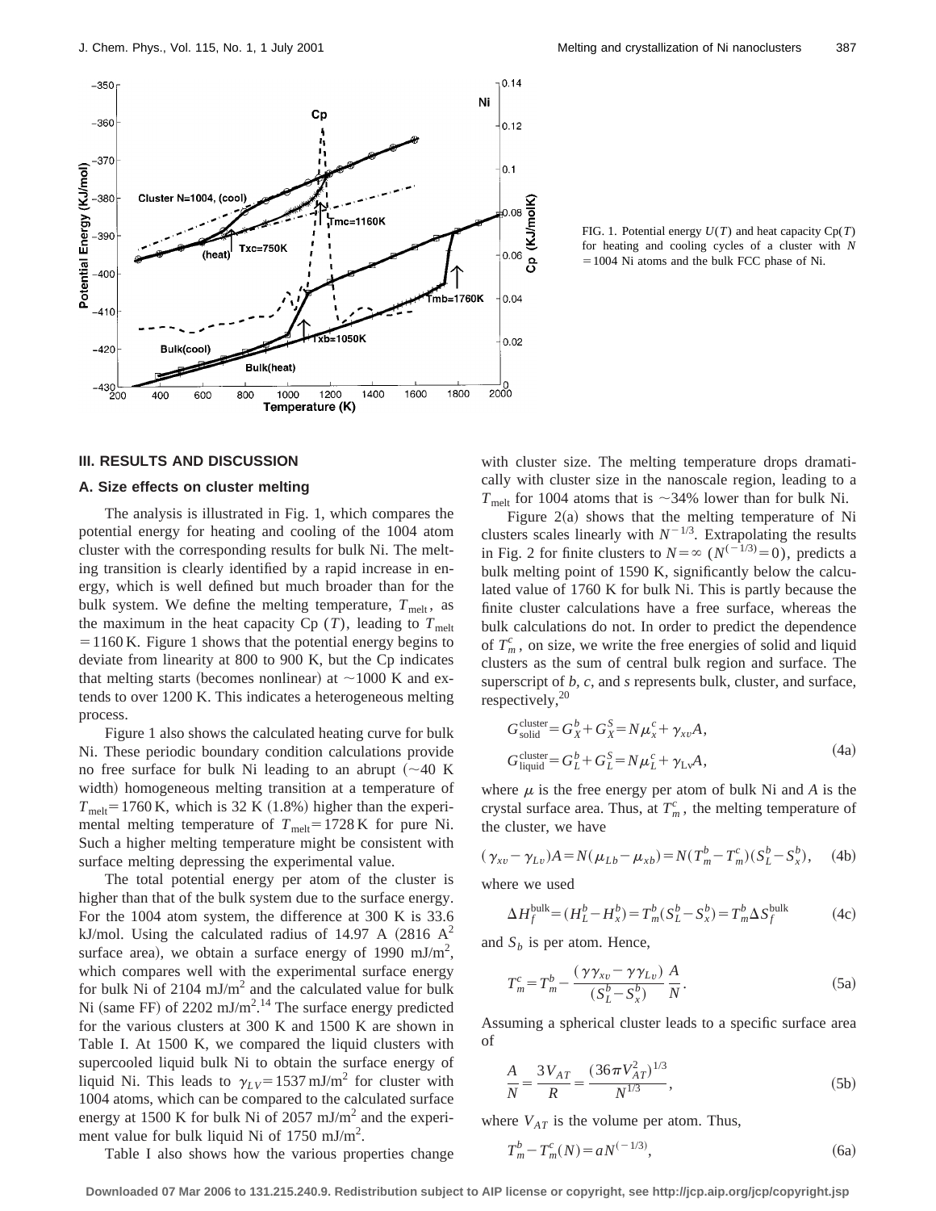FIG. 1. Potential energy $U(T)$ and heat capacity $\mathrm{Cp}(T)$ for heating and cooling cycles of a cluster with $N = 1004$ Ni atoms and the bulk FCC phase of Ni.

## III. RESULTS AND DISCUSSION

### A. Size effects on cluster melting

The analysis is illustrated in Fig. 1, which compares the potential energy for heating and cooling of the 1004 atom cluster with the corresponding results for bulk Ni. The melting transition is clearly identified by a rapid increase in energy, which is well defined but much broader than for the bulk system. We define the melting temperature, $T_{\mathrm{melt}}$, as the maximum in the heat capacity Cp $(T)$, leading to $T_{\mathrm{melt}} = 1160\,\mathrm{K}$. Figure 1 shows that the potential energy begins to deviate from linearity at 800 to 900 K, but the Cp indicates that melting starts (becomes nonlinear) at ~1000 K and extends to over 1200 K. This indicates a heterogeneous melting process.

Figure 1 also shows the calculated heating curve for bulk Ni. These periodic boundary condition calculations provide no free surface for bulk Ni leading to an abrupt (~40 K width) homogeneous melting transition at a temperature of $T_{\mathrm{melt}} = 1760\,\mathrm{K}$, which is 32 K (1.8%) higher than the experimental melting temperature of $T_{\mathrm{melt}} = 1728\,\mathrm{K}$ for pure Ni. Such a higher melting temperature might be consistent with surface melting depressing the experimental value.

The total potential energy per atom of the cluster is higher than that of the bulk system due to the surface energy. For the 1004 atom system, the difference at 300 K is 33.6 kJ/mol. Using the calculated radius of 14.97 A (2816 $\mathrm{A}^2$ surface area), we obtain a surface energy of 1990 $\mathrm{mJ/m^2}$, which compares well with the experimental surface energy for bulk Ni of 2104 $\mathrm{mJ/m^2}$ and the calculated value for bulk Ni (same FF) of 2202 $\mathrm{mJ/m^2}$.[14] The surface energy predicted for the various clusters at 300 K and 1500 K are shown in Table I. At 1500 K, we compared the liquid clusters with supercooled liquid bulk Ni to obtain the surface energy of liquid Ni. This leads to $\gamma_{LV} = 1537\,\mathrm{mJ/m^2}$ for cluster with 1004 atoms, which can be compared to the calculated surface energy at 1500 K for bulk Ni of 2057 $\mathrm{mJ/m^2}$ and the experiment value for bulk liquid Ni of 1750 $\mathrm{mJ/m^2}$.

Table I also shows how the various properties change with cluster size. The melting temperature drops dramatically with cluster size in the nanoscale region, leading to a $T_{\mathrm{melt}}$ for 1004 atoms that is ~34% lower than for bulk Ni.

Figure 2(a) shows that the melting temperature of Ni clusters scales linearly with $N^{-1/3}$. Extrapolating the results in Fig. 2 for finite clusters to $N = \infty$ $(N^{(-1/3)} = 0)$, predicts a bulk melting point of 1590 K, significantly below the calculated value of 1760 K for bulk Ni. This is partly because the finite cluster calculations have a free surface, whereas the bulk calculations do not. In order to predict the dependence of $T_m^c$, on size, we write the free energies of solid and liquid clusters as the sum of central bulk region and surface. The superscript of $b$, $c$, and $s$ represents bulk, cluster, and surface, respectively,[20]

$$
\begin{aligned}
G_{\mathrm{solid}}^{\mathrm{cluster}} &= G_X^b + G_X^S = N\mu_x^c + \gamma_{xv}A, \\
G_{\mathrm{liquid}}^{\mathrm{cluster}} &= G_L^b + G_L^S = N\mu_L^c + \gamma_{\mathrm{Lv}}A,
\end{aligned}
\tag{4a}
$$

where $\mu$ is the free energy per atom of bulk Ni and $A$ is the crystal surface area. Thus, at $T_m^c$, the melting temperature of the cluster, we have

$$
(\gamma_{xv} - \gamma_{Lv})A = N(\mu_{Lb} - \mu_{xb}) = N(T_m^b - T_m^c)(S_L^b - S_x^b), \tag{4b}
$$

where we used

$$
\Delta H_f^{\mathrm{bulk}} = (H_L^b - H_x^b) = T_m^b(S_L^b - S_x^b) = T_m^b \Delta S_f^{\mathrm{bulk}} \tag{4c}
$$

and $S_b$ is per atom. Hence,

$$
T_m^c = T_m^b - \frac{(\gamma\gamma_{xv} - \gamma\gamma_{Lv})}{(S_L^b - S_x^b)} \frac{A}{N}. \tag{5a}
$$

Assuming a spherical cluster leads to a specific surface area of

$$
\frac{A}{N} = \frac{3V_{AT}}{R} = \frac{(36\pi V_{AT}^2)^{1/3}}{N^{1/3}}, \tag{5b}
$$

where $V_{AT}$ is the volume per atom. Thus,

$$
T_m^b - T_m^c(N) = aN^{(-1/3)}, \tag{6a}
$$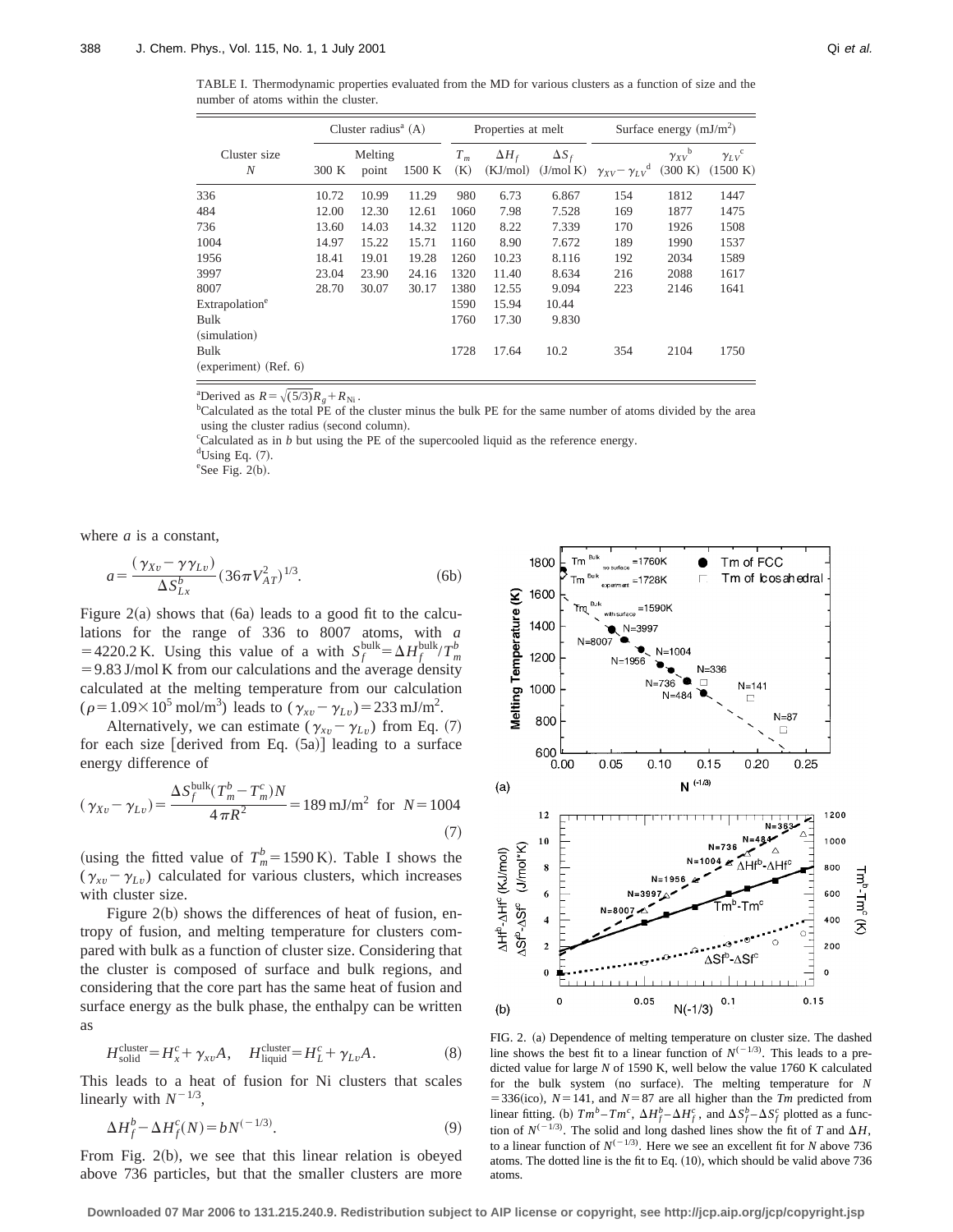TABLE I. Thermodynamic properties evaluated from the MD for various clusters as a function of size and the number of atoms within the cluster.

| Cluster size | Cluster radius[a] (A) | | | Properties at melt | | | Surface energy (mJ/m$^2$) | | |
|---|---|---|---|---|---|---|---|---|---|
| $N$ | 300 K | Melting point | 1500 K | $T_m$ (K) | $\Delta H_f$ (KJ/mol) | $\Delta S_f$ (J/mol K) | $\gamma_{XV}-\gamma_{LV}$[d] | $\gamma_{XV}$[b] (300 K) | $\gamma_{LV}$[c] (1500 K) |
| 336 | 10.72 | 10.99 | 11.29 | 980 | 6.73 | 6.867 | 154 | 1812 | 1447 |
| 484 | 12.00 | 12.30 | 12.61 | 1060 | 7.98 | 7.528 | 169 | 1877 | 1475 |
| 736 | 13.60 | 14.03 | 14.32 | 1120 | 8.22 | 7.339 | 170 | 1926 | 1508 |
| 1004 | 14.97 | 15.22 | 15.71 | 1160 | 8.90 | 7.672 | 189 | 1990 | 1537 |
| 1956 | 18.41 | 19.01 | 19.28 | 1260 | 10.23 | 8.116 | 192 | 2034 | 1589 |
| 3997 | 23.04 | 23.90 | 24.16 | 1320 | 11.40 | 8.634 | 216 | 2088 | 1617 |
| 8007 | 28.70 | 30.07 | 30.17 | 1380 | 12.55 | 9.094 | 223 | 2146 | 1641 |
| Extrapolation[e] | | | | 1590 | 15.94 | 10.44 | | | |
| Bulk (simulation) | | | | 1760 | 17.30 | 9.830 | | | |
| Bulk (experiment) (Ref. 6) | | | | 1728 | 17.64 | 10.2 | 354 | 2104 | 1750 |

[a]Derived as $R=\sqrt{(5/3)}R_g+R_{\mathrm{Ni}}$.
[b]Calculated as the total PE of the cluster minus the bulk PE for the same number of atoms divided by the area using the cluster radius (second column).
[c]Calculated as in *b* but using the PE of the supercooled liquid as the reference energy.
[d]Using Eq. (7).
[e]See Fig. 2(b).

where *a* is a constant,

$$a=\frac{(\gamma_{Xv}-\gamma\gamma_{Lv})}{\Delta S^b_{Lx}}(36\pi V_{AT}^2)^{1/3}. \tag{6b}$$

Figure 2(a) shows that (6a) leads to a good fit to the calculations for the range of 336 to 8007 atoms, with $a=4220.2\,\mathrm{K}$. Using this value of a with $S_f^{\mathrm{bulk}}=\Delta H_f^{\mathrm{bulk}}/T_m^b=9.83\,\mathrm{J/mol\,K}$ from our calculations and the average density calculated at the melting temperature from our calculation ($\rho=1.09\times10^5\,\mathrm{mol/m^3}$) leads to $(\gamma_{xv}-\gamma_{Lv})=233\,\mathrm{mJ/m^2}$.

Alternatively, we can estimate $(\gamma_{xv}-\gamma_{Lv})$ from Eq. (7) for each size [derived from Eq. (5a)] leading to a surface energy difference of

$$(\gamma_{Xv}-\gamma_{Lv})=\frac{\Delta S_f^{\mathrm{bulk}}(T_m^b-T_m^c)N}{4\pi R^2}=189\,\mathrm{mJ/m^2}\ \text{for}\ N=1004 \tag{7}$$

(using the fitted value of $T_m^b=1590\,\mathrm{K}$). Table I shows the $(\gamma_{xv}-\gamma_{Lv})$ calculated for various clusters, which increases with cluster size.

Figure 2(b) shows the differences of heat of fusion, entropy of fusion, and melting temperature for clusters compared with bulk as a function of cluster size. Considering that the cluster is composed of surface and bulk regions, and considering that the core part has the same heat of fusion and surface energy as the bulk phase, the enthalpy can be written as

$$H_{\mathrm{solid}}^{\mathrm{cluster}}=H_x^c+\gamma_{xv}A,\quad H_{\mathrm{liquid}}^{\mathrm{cluster}}=H_L^c+\gamma_{Lv}A. \tag{8}$$

This leads to a heat of fusion for Ni clusters that scales linearly with $N^{-1/3}$,

$$\Delta H_f^b-\Delta H_f^c(N)=bN^{(-1/3)}. \tag{9}$$

From Fig. 2(b), we see that this linear relation is obeyed above 736 particles, but that the smaller clusters are more

FIG. 2. (a) Dependence of melting temperature on cluster size. The dashed line shows the best fit to a linear function of $N^{(-1/3)}$. This leads to a predicted value for large $N$ of 1590 K, well below the value 1760 K calculated for the bulk system (no surface). The melting temperature for $N=336$(ico), $N=141$, and $N=87$ are all higher than the $Tm$ predicted from linear fitting. (b) $Tm^b-Tm^c$, $\Delta H_f^b-\Delta H_f^c$, and $\Delta S_f^b-\Delta S_f^c$ plotted as a function of $N^{(-1/3)}$. The solid and long dashed lines show the fit of $T$ and $\Delta H$, to a linear function of $N^{(-1/3)}$. Here we see an excellent fit for $N$ above 736 atoms. The dotted line is the fit to Eq. (10), which should be valid above 736 atoms.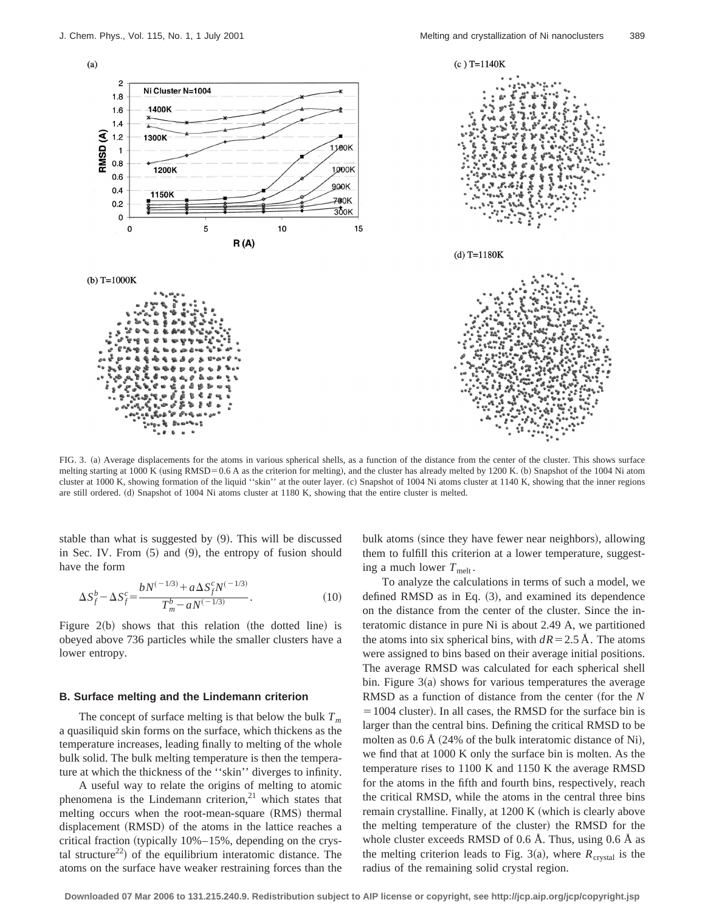FIG. 3. (a) Average displacements for the atoms in various spherical shells, as a function of the distance from the center of the cluster. This shows surface melting starting at 1000 K (using RMSD=0.6 A as the criterion for melting), and the cluster has already melted by 1200 K. (b) Snapshot of the 1004 Ni atom cluster at 1000 K, showing formation of the liquid ''skin'' at the outer layer. (c) Snapshot of 1004 Ni atoms cluster at 1140 K, showing that the inner regions are still ordered. (d) Snapshot of 1004 Ni atoms cluster at 1180 K, showing that the entire cluster is melted.

stable than what is suggested by (9). This will be discussed in Sec. IV. From (5) and (9), the entropy of fusion should have the form

$$\Delta S_f^b - \Delta S_f^c = \frac{bN^{(-1/3)} + a\Delta S_f^c N^{(-1/3)}}{T_m^b - aN^{(-1/3)}}. \tag{10}$$

Figure 2(b) shows that this relation (the dotted line) is obeyed above 736 particles while the smaller clusters have a lower entropy.

### B. Surface melting and the Lindemann criterion

The concept of surface melting is that below the bulk $T_m$ a quasiliquid skin forms on the surface, which thickens as the temperature increases, leading finally to melting of the whole bulk solid. The bulk melting temperature is then the temperature at which the thickness of the ''skin'' diverges to infinity.

A useful way to relate the origins of melting to atomic phenomena is the Lindemann criterion,[21] which states that melting occurs when the root-mean-square (RMS) thermal displacement (RMSD) of the atoms in the lattice reaches a critical fraction (typically 10%–15%, depending on the crystal structure[22]) of the equilibrium interatomic distance. The atoms on the surface have weaker restraining forces than the bulk atoms (since they have fewer near neighbors), allowing them to fulfill this criterion at a lower temperature, suggesting a much lower $T_{\mathrm{melt}}$.

To analyze the calculations in terms of such a model, we defined RMSD as in Eq. (3), and examined its dependence on the distance from the center of the cluster. Since the interatomic distance in pure Ni is about 2.49 A, we partitioned the atoms into six spherical bins, with $dR = 2.5$ Å. The atoms were assigned to bins based on their average initial positions. The average RMSD was calculated for each spherical shell bin. Figure 3(a) shows for various temperatures the average RMSD as a function of distance from the center (for the $N = 1004$ cluster). In all cases, the RMSD for the surface bin is larger than the central bins. Defining the critical RMSD to be molten as 0.6 Å (24% of the bulk interatomic distance of Ni), we find that at 1000 K only the surface bin is molten. As the temperature rises to 1100 K and 1150 K the average RMSD for the atoms in the fifth and fourth bins, respectively, reach the critical RMSD, while the atoms in the central three bins remain crystalline. Finally, at 1200 K (which is clearly above the melting temperature of the cluster) the RMSD for the whole cluster exceeds RMSD of 0.6 Å. Thus, using 0.6 Å as the melting criterion leads to Fig. 3(a), where $R_{\mathrm{crystal}}$ is the radius of the remaining solid crystal region.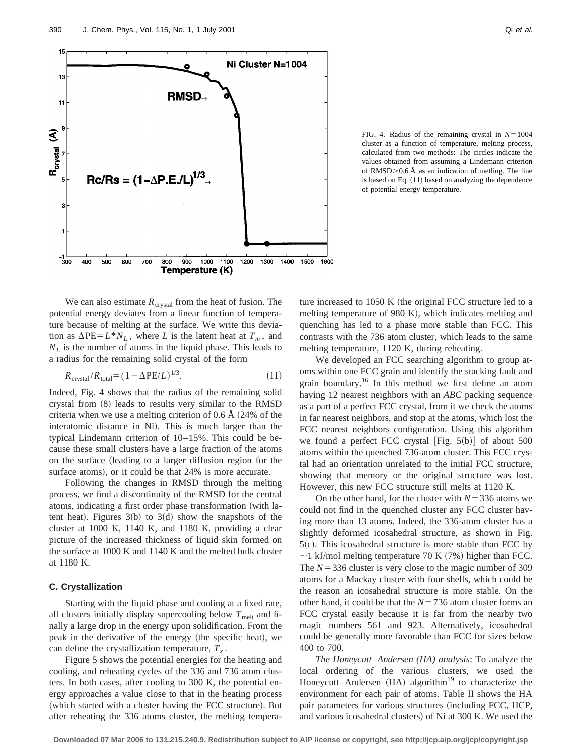FIG. 4. Radius of the remaining crystal in $N=1004$ cluster as a function of temperature, melting process, calculated from two methods: The circles indicate the values obtained from assuming a Lindemann criterion of RMSD>0.6 Å as an indication of metling. The line is based on Eq. (11) based on analyzing the dependence of potential energy temperature.

We can also estimate $R_{\text{crystal}}$ from the heat of fusion. The potential energy deviates from a linear function of temperature because of melting at the surface. We write this deviation as $\Delta \text{PE} = L^* N_L$, where $L$ is the latent heat at $T_m$, and $N_L$ is the number of atoms in the liquid phase. This leads to a radius for the remaining solid crystal of the form

$$R_{\text{crystal}}/R_{\text{total}} = (1 - \Delta \text{PE}/L)^{1/3}. \tag{11}$$

Indeed, Fig. 4 shows that the radius of the remaining solid crystal from (8) leads to results very similar to the RMSD criteria when we use a melting criterion of 0.6 Å (24% of the interatomic distance in Ni). This is much larger than the typical Lindemann criterion of 10–15%. This could be because these small clusters have a large fraction of the atoms on the surface (leading to a larger diffusion region for the surface atoms), or it could be that 24% is more accurate.

Following the changes in RMSD through the melting process, we find a discontinuity of the RMSD for the central atoms, indicating a first order phase transformation (with latent heat). Figures 3(b) to 3(d) show the snapshots of the cluster at 1000 K, 1140 K, and 1180 K, providing a clear picture of the increased thickness of liquid skin formed on the surface at 1000 K and 1140 K and the melted bulk cluster at 1180 K.

### C. Crystallization

Starting with the liquid phase and cooling at a fixed rate, all clusters initially display supercooling below $T_{\text{melt}}$ and finally a large drop in the energy upon solidification. From the peak in the derivative of the energy (the specific heat), we can define the crystallization temperature, $T_x$.

Figure 5 shows the potential energies for the heating and cooling, and reheating cycles of the 336 and 736 atom clusters. In both cases, after cooling to 300 K, the potential energy approaches a value close to that in the heating process (which started with a cluster having the FCC structure). But after reheating the 336 atoms cluster, the melting temperature increased to 1050 K (the original FCC structure led to a melting temperature of 980 K), which indicates melting and quenching has led to a phase more stable than FCC. This contrasts with the 736 atom cluster, which leads to the same melting temperature, 1120 K, during reheating.

We developed an FCC searching algorithm to group atoms within one FCC grain and identify the stacking fault and grain boundary.[16] In this method we first define an atom having 12 nearest neighbors with an *ABC* packing sequence as a part of a perfect FCC crystal, from it we check the atoms in far nearest neighbors, and stop at the atoms, which lost the FCC nearest neighbors configuration. Using this algorithm we found a perfect FCC crystal [Fig. 5(b)] of about 500 atoms within the quenched 736-atom cluster. This FCC crystal had an orientation unrelated to the initial FCC structure, showing that memory or the original structure was lost. However, this new FCC structure still melts at 1120 K.

On the other hand, for the cluster with $N=336$ atoms we could not find in the quenched cluster any FCC cluster having more than 13 atoms. Indeed, the 336-atom cluster has a slightly deformed icosahedral structure, as shown in Fig. 5(c). This icosahedral structure is more stable than FCC by ~1 kJ/mol melting temperature 70 K (7%) higher than FCC. The $N=336$ cluster is very close to the magic number of 309 atoms for a Mackay cluster with four shells, which could be the reason an icosahedral structure is more stable. On the other hand, it could be that the $N=736$ atom cluster forms an FCC crystal easily because it is far from the nearby two magic numbers 561 and 923. Alternatively, icosahedral could be generally more favorable than FCC for sizes below 400 to 700.

*The Honeycutt–Andersen (HA) analysis*: To analyze the local ordering of the various clusters, we used the Honeycutt–Andersen (HA) algorithm[19] to characterize the environment for each pair of atoms. Table II shows the HA pair parameters for various structures (including FCC, HCP, and various icosahedral clusters) of Ni at 300 K. We used the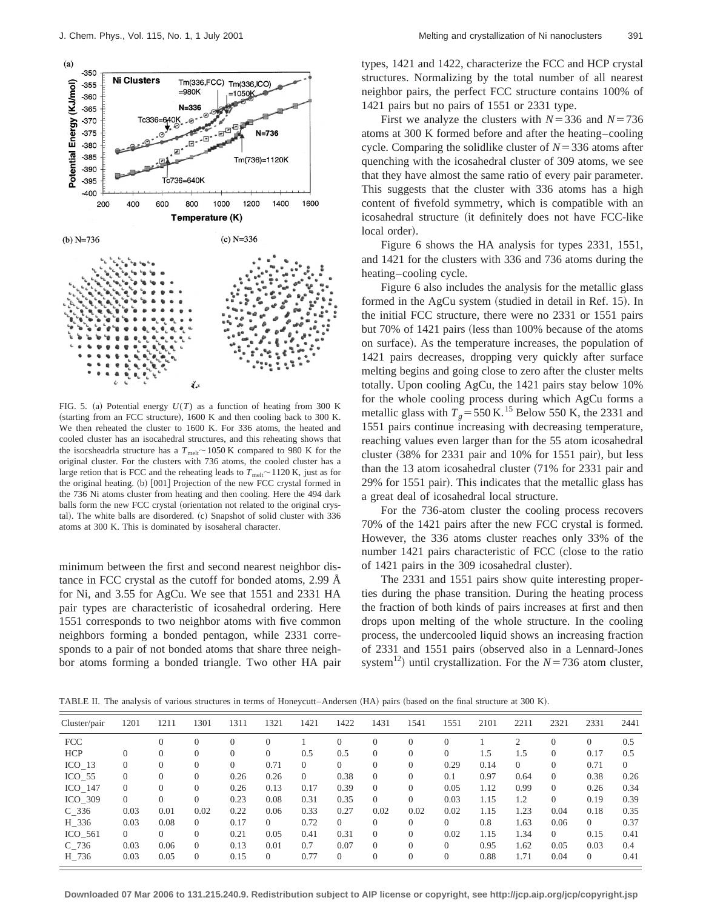FIG. 5. (a) Potential energy $U(T)$ as a function of heating from 300 K (starting from an FCC structure), 1600 K and then cooling back to 300 K. We then reheated the cluster to 1600 K. For 336 atoms, the heated and cooled cluster has an isocahedral structures, and this reheating shows that the isocsheadrla structure has a $T_{melt} \sim 1050$ K compared to 980 K for the original cluster. For the clusters with 736 atoms, the cooled cluster has a large retion that is FCC and the reheating leads to $T_{melt} \sim 1120$ K, just as for the original heating. (b) [001] Projection of the new FCC crystal formed in the 736 Ni atoms cluster from heating and then cooling. Here the 494 dark balls form the new FCC crystal (orientation not related to the original crystal). The white balls are disordered. (c) Snapshot of solid cluster with 336 atoms at 300 K. This is dominated by isosaheral character.

minimum between the first and second nearest neighbor distance in FCC crystal as the cutoff for bonded atoms, 2.99 Å for Ni, and 3.55 for AgCu. We see that 1551 and 2331 HA pair types are characteristic of icosahedral ordering. Here 1551 corresponds to two neighbor atoms with five common neighbors forming a bonded pentagon, while 2331 corresponds to a pair of not bonded atoms that share three neighbor atoms forming a bonded triangle. Two other HA pair types, 1421 and 1422, characterize the FCC and HCP crystal structures. Normalizing by the total number of all nearest neighbor pairs, the perfect FCC structure contains 100% of 1421 pairs but no pairs of 1551 or 2331 type.

First we analyze the clusters with $N=336$ and $N=736$ atoms at 300 K formed before and after the heating–cooling cycle. Comparing the solidlike cluster of $N=336$ atoms after quenching with the icosahedral cluster of 309 atoms, we see that they have almost the same ratio of every pair parameter. This suggests that the cluster with 336 atoms has a high content of fivefold symmetry, which is compatible with an icosahedral structure (it definitely does not have FCC-like local order).

Figure 6 shows the HA analysis for types 2331, 1551, and 1421 for the clusters with 336 and 736 atoms during the heating–cooling cycle.

Figure 6 also includes the analysis for the metallic glass formed in the AgCu system (studied in detail in Ref. 15). In the initial FCC structure, there were no 2331 or 1551 pairs but 70% of 1421 pairs (less than 100% because of the atoms on surface). As the temperature increases, the population of 1421 pairs decreases, dropping very quickly after surface melting begins and going close to zero after the cluster melts totally. Upon cooling AgCu, the 1421 pairs stay below 10% for the whole cooling process during which AgCu forms a metallic glass with $T_g = 550$ K.[15] Below 550 K, the 2331 and 1551 pairs continue increasing with decreasing temperature, reaching values even larger than for the 55 atom icosahedral cluster (38% for 2331 pair and 10% for 1551 pair), but less than the 13 atom icosahedral cluster (71% for 2331 pair and 29% for 1551 pair). This indicates that the metallic glass has a great deal of icosahedral local structure.

For the 736-atom cluster the cooling process recovers 70% of the 1421 pairs after the new FCC crystal is formed. However, the 336 atoms cluster reaches only 33% of the number 1421 pairs characteristic of FCC (close to the ratio of 1421 pairs in the 309 icosahedral cluster).

The 2331 and 1551 pairs show quite interesting properties during the phase transition. During the heating process the fraction of both kinds of pairs increases at first and then drops upon melting of the whole structure. In the cooling process, the undercooled liquid shows an increasing fraction of 2331 and 1551 pairs (observed also in a Lennard-Jones system[12]) until crystallization. For the $N=736$ atom cluster,

TABLE II. The analysis of various structures in terms of Honeycutt–Andersen (HA) pairs (based on the final structure at 300 K).

| Cluster/pair | 1201 | 1211 | 1301 | 1311 | 1321 | 1421 | 1422 | 1431 | 1541 | 1551 | 2101 | 2211 | 2321 | 2331 | 2441 |
|---|---|---|---|---|---|---|---|---|---|---|---|---|---|---|---|
| FCC | | 0 | 0 | 0 | 0 | 1 | 0 | 0 | 0 | 0 | 1 | 2 | 0 | 0 | 0.5 |
| HCP | 0 | 0 | 0 | 0 | 0 | 0.5 | 0.5 | 0 | 0 | 0 | 1.5 | 1.5 | 0 | 0.17 | 0.5 |
| ICO_13 | 0 | 0 | 0 | 0 | 0.71 | 0 | 0 | 0 | 0 | 0.29 | 0.14 | 0 | 0 | 0.71 | 0 |
| ICO_55 | 0 | 0 | 0 | 0.26 | 0.26 | 0 | 0.38 | 0 | 0 | 0.1 | 0.97 | 0.64 | 0 | 0.38 | 0.26 |
| ICO_147 | 0 | 0 | 0 | 0.26 | 0.13 | 0.17 | 0.39 | 0 | 0 | 0.05 | 1.12 | 0.99 | 0 | 0.26 | 0.34 |
| ICO_309 | 0 | 0 | 0 | 0.23 | 0.08 | 0.31 | 0.35 | 0 | 0 | 0.03 | 1.15 | 1.2 | 0 | 0.19 | 0.39 |
| C_336 | 0.03 | 0.01 | 0.02 | 0.22 | 0.06 | 0.33 | 0.27 | 0.02 | 0.02 | 0.02 | 1.15 | 1.23 | 0.04 | 0.18 | 0.35 |
| H_336 | 0.03 | 0.08 | 0 | 0.17 | 0 | 0.72 | 0 | 0 | 0 | 0 | 0.8 | 1.63 | 0.06 | 0 | 0.37 |
| ICO_561 | 0 | 0 | 0 | 0.21 | 0.05 | 0.41 | 0.31 | 0 | 0 | 0.02 | 1.15 | 1.34 | 0 | 0.15 | 0.41 |
| C_736 | 0.03 | 0.06 | 0 | 0.13 | 0.01 | 0.7 | 0.07 | 0 | 0 | 0 | 0.95 | 1.62 | 0.05 | 0.03 | 0.4 |
| H_736 | 0.03 | 0.05 | 0 | 0.15 | 0 | 0.77 | 0 | 0 | 0 | 0 | 0.88 | 1.71 | 0.04 | 0 | 0.41 |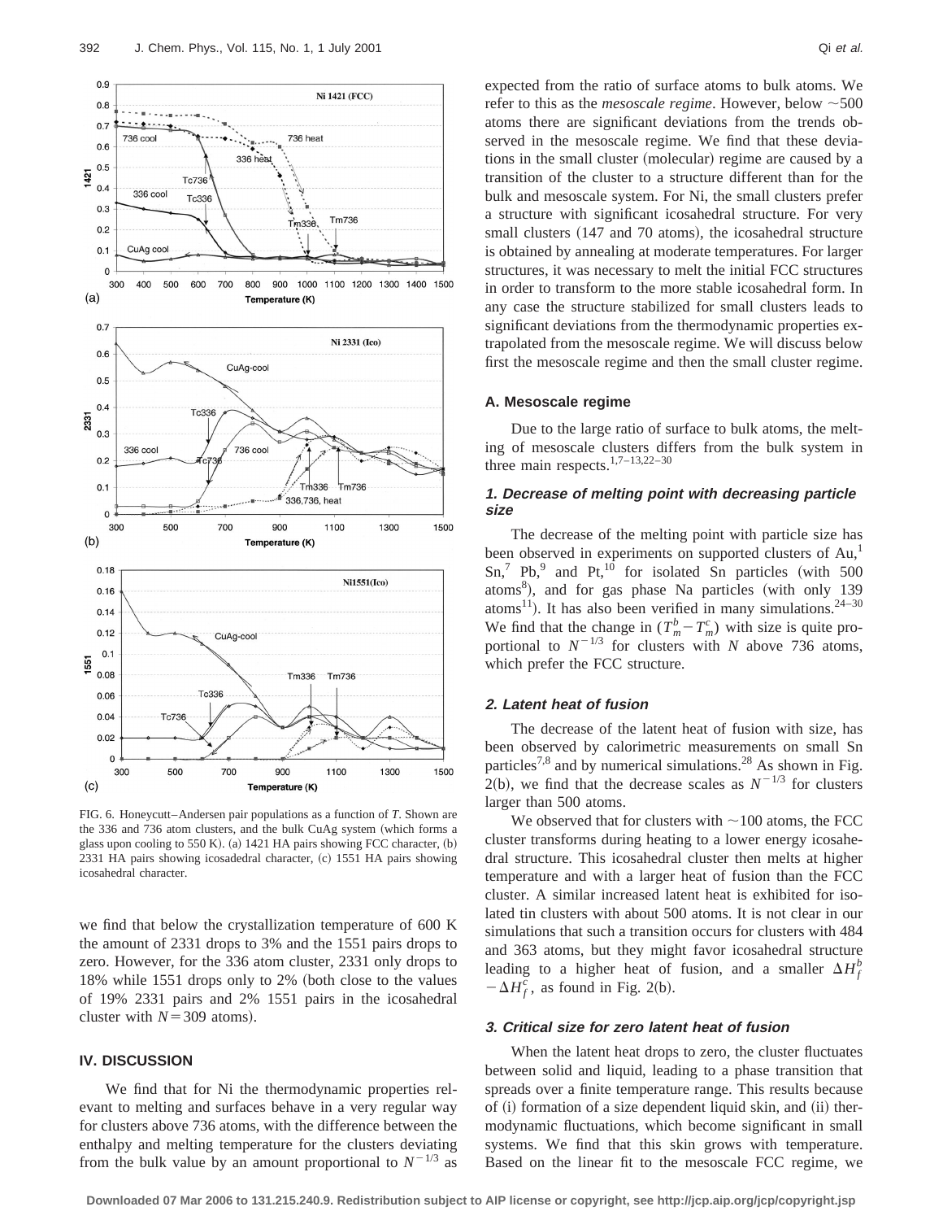FIG. 6. Honeycutt–Andersen pair populations as a function of $T$. Shown are the 336 and 736 atom clusters, and the bulk CuAg system (which forms a glass upon cooling to 550 K). (a) 1421 HA pairs showing FCC character, (b) 2331 HA pairs showing icosadedral character, (c) 1551 HA pairs showing icosahedral character.

we find that below the crystallization temperature of 600 K the amount of 2331 drops to 3% and the 1551 pairs drops to zero. However, for the 336 atom cluster, 2331 only drops to 18% while 1551 drops only to 2% (both close to the values of 19% 2331 pairs and 2% 1551 pairs in the icosahedral cluster with $N=309$ atoms).

## IV. DISCUSSION

We find that for Ni the thermodynamic properties relevant to melting and surfaces behave in a very regular way for clusters above 736 atoms, with the difference between the enthalpy and melting temperature for the clusters deviating from the bulk value by an amount proportional to $N^{-1/3}$ as expected from the ratio of surface atoms to bulk atoms. We refer to this as the *mesoscale regime*. However, below ~500 atoms there are significant deviations from the trends observed in the mesoscale regime. We find that these deviations in the small cluster (molecular) regime are caused by a transition of the cluster to a structure different than for the bulk and mesoscale system. For Ni, the small clusters prefer a structure with significant icosahedral structure. For very small clusters (147 and 70 atoms), the icosahedral structure is obtained by annealing at moderate temperatures. For larger structures, it was necessary to melt the initial FCC structures in order to transform to the more stable icosahedral form. In any case the structure stabilized for small clusters leads to significant deviations from the thermodynamic properties extrapolated from the mesoscale regime. We will discuss below first the mesoscale regime and then the small cluster regime.

### A. Mesoscale regime

Due to the large ratio of surface to bulk atoms, the melting of mesoscale clusters differs from the bulk system in three main respects.[1,7–13,22–30]

#### 1. Decrease of melting point with decreasing particle size

The decrease of the melting point with particle size has been observed in experiments on supported clusters of Au,[1] Sn,[7] Pb,[9] and Pt,[10] for isolated Sn particles (with 500 atoms[8]), and for gas phase Na particles (with only 139 atoms[11]). It has also been verified in many simulations.[24–30] We find that the change in $(T_m^b - T_m^c)$ with size is quite proportional to $N^{-1/3}$ for clusters with $N$ above 736 atoms, which prefer the FCC structure.

#### 2. Latent heat of fusion

The decrease of the latent heat of fusion with size, has been observed by calorimetric measurements on small Sn particles[7,8] and by numerical simulations.[28] As shown in Fig. 2(b), we find that the decrease scales as $N^{-1/3}$ for clusters larger than 500 atoms.

We observed that for clusters with ~100 atoms, the FCC cluster transforms during heating to a lower energy icosahedral structure. This icosahedral cluster then melts at higher temperature and with a larger heat of fusion than the FCC cluster. A similar increased latent heat is exhibited for isolated tin clusters with about 500 atoms. It is not clear in our simulations that such a transition occurs for clusters with 484 and 363 atoms, but they might favor icosahedral structure leading to a higher heat of fusion, and a smaller $\Delta H_f^b - \Delta H_f^c$, as found in Fig. 2(b).

#### 3. Critical size for zero latent heat of fusion

When the latent heat drops to zero, the cluster fluctuates between solid and liquid, leading to a phase transition that spreads over a finite temperature range. This results because of (i) formation of a size dependent liquid skin, and (ii) thermodynamic fluctuations, which become significant in small systems. We find that this skin grows with temperature. Based on the linear fit to the mesoscale FCC regime, we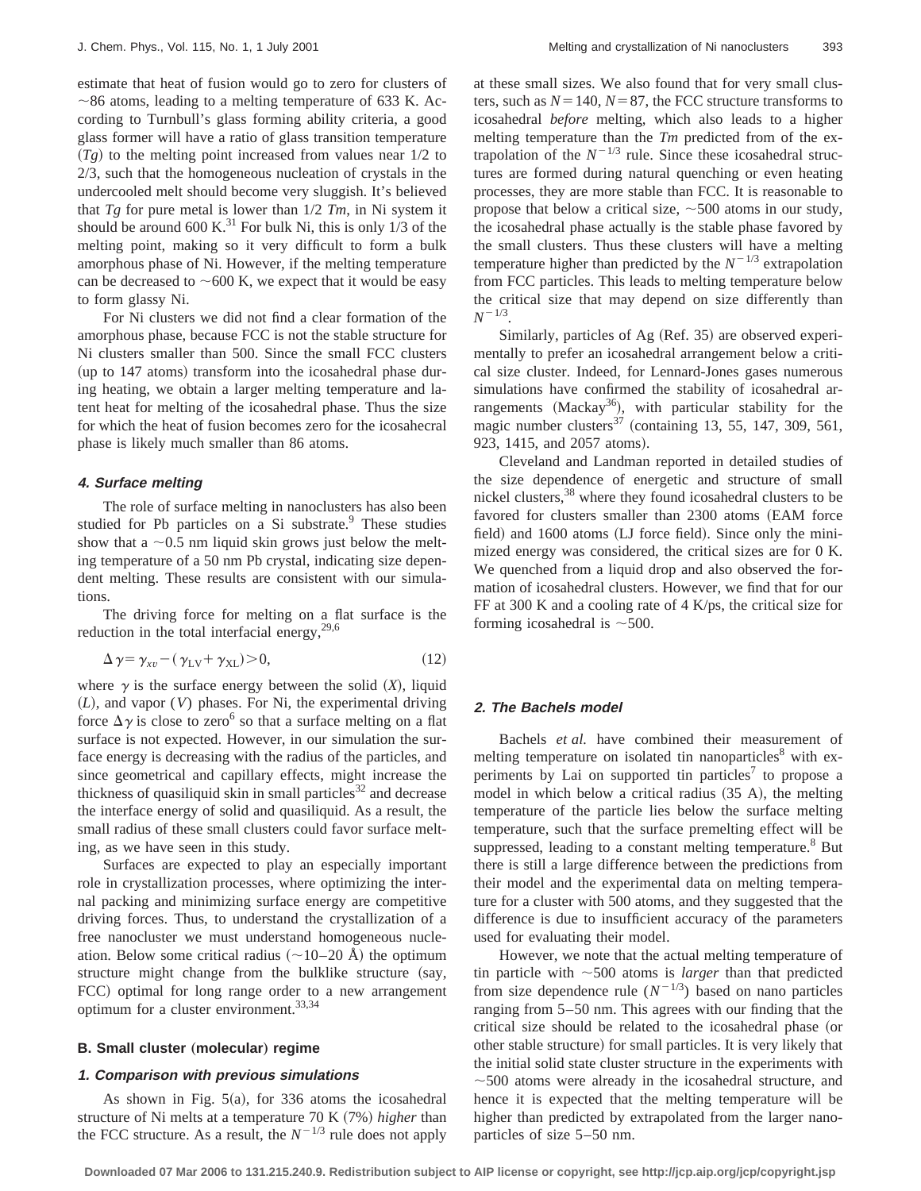estimate that heat of fusion would go to zero for clusters of $\sim$86 atoms, leading to a melting temperature of 633 K. According to Turnbull's glass forming ability criteria, a good glass former will have a ratio of glass transition temperature ($Tg$) to the melting point increased from values near 1/2 to 2/3, such that the homogeneous nucleation of crystals in the undercooled melt should become very sluggish. It's believed that $Tg$ for pure metal is lower than 1/2 $Tm$, in Ni system it should be around 600 K.[31] For bulk Ni, this is only 1/3 of the melting point, making so it very difficult to form a bulk amorphous phase of Ni. However, if the melting temperature can be decreased to $\sim$600 K, we expect that it would be easy to form glassy Ni.

For Ni clusters we did not find a clear formation of the amorphous phase, because FCC is not the stable structure for Ni clusters smaller than 500. Since the small FCC clusters (up to 147 atoms) transform into the icosahedral phase during heating, we obtain a larger melting temperature and latent heat for melting of the icosahedral phase. Thus the size for which the heat of fusion becomes zero for the icosahecral phase is likely much smaller than 86 atoms.

#### *4. Surface melting*

The role of surface melting in nanoclusters has also been studied for Pb particles on a Si substrate.[9] These studies show that a $\sim$0.5 nm liquid skin grows just below the melting temperature of a 50 nm Pb crystal, indicating size dependent melting. These results are consistent with our simulations.

The driving force for melting on a flat surface is the reduction in the total interfacial energy,[29,6]

$$\Delta\gamma = \gamma_{xv} - (\gamma_{\mathrm{LV}} + \gamma_{\mathrm{XL}}) > 0, \tag{12}$$

where $\gamma$ is the surface energy between the solid ($X$), liquid ($L$), and vapor ($V$) phases. For Ni, the experimental driving force $\Delta\gamma$ is close to zero[6] so that a surface melting on a flat surface is not expected. However, in our simulation the surface energy is decreasing with the radius of the particles, and since geometrical and capillary effects, might increase the thickness of quasiliquid skin in small particles[32] and decrease the interface energy of solid and quasiliquid. As a result, the small radius of these small clusters could favor surface melting, as we have seen in this study.

Surfaces are expected to play an especially important role in crystallization processes, where optimizing the internal packing and minimizing surface energy are competitive driving forces. Thus, to understand the crystallization of a free nanocluster we must understand homogeneous nucleation. Below some critical radius ($\sim$10–20 Å) the optimum structure might change from the bulklike structure (say, FCC) optimal for long range order to a new arrangement optimum for a cluster environment.[33,34]

### B. Small cluster (molecular) regime

#### *1. Comparison with previous simulations*

As shown in Fig. 5(a), for 336 atoms the icosahedral structure of Ni melts at a temperature 70 K (7%) *higher* than the FCC structure. As a result, the $N^{-1/3}$ rule does not apply at these small sizes. We also found that for very small clusters, such as $N=140$, $N=87$, the FCC structure transforms to icosahedral *before* melting, which also leads to a higher melting temperature than the $Tm$ predicted from of the extrapolation of the $N^{-1/3}$ rule. Since these icosahedral structures are formed during natural quenching or even heating processes, they are more stable than FCC. It is reasonable to propose that below a critical size, $\sim$500 atoms in our study, the icosahedral phase actually is the stable phase favored by the small clusters. Thus these clusters will have a melting temperature higher than predicted by the $N^{-1/3}$ extrapolation from FCC particles. This leads to melting temperature below the critical size that may depend on size differently than $N^{-1/3}$.

Similarly, particles of Ag (Ref. 35) are observed experimentally to prefer an icosahedral arrangement below a critical size cluster. Indeed, for Lennard-Jones gases numerous simulations have confirmed the stability of icosahedral arrangements (Mackay[36]), with particular stability for the magic number clusters[37] (containing 13, 55, 147, 309, 561, 923, 1415, and 2057 atoms).

Cleveland and Landman reported in detailed studies of the size dependence of energetic and structure of small nickel clusters,[38] where they found icosahedral clusters to be favored for clusters smaller than 2300 atoms (EAM force field) and 1600 atoms (LJ force field). Since only the minimized energy was considered, the critical sizes are for 0 K. We quenched from a liquid drop and also observed the formation of icosahedral clusters. However, we find that for our FF at 300 K and a cooling rate of 4 K/ps, the critical size for forming icosahedral is $\sim$500.

#### *2. The Bachels model*

Bachels *et al.* have combined their measurement of melting temperature on isolated tin nanoparticles[8] with experiments by Lai on supported tin particles[7] to propose a model in which below a critical radius (35 A), the melting temperature of the particle lies below the surface melting temperature, such that the surface premelting effect will be suppressed, leading to a constant melting temperature.[8] But there is still a large difference between the predictions from their model and the experimental data on melting temperature for a cluster with 500 atoms, and they suggested that the difference is due to insufficient accuracy of the parameters used for evaluating their model.

However, we note that the actual melting temperature of tin particle with $\sim$500 atoms is *larger* than that predicted from size dependence rule ($N^{-1/3}$) based on nano particles ranging from 5–50 nm. This agrees with our finding that the critical size should be related to the icosahedral phase (or other stable structure) for small particles. It is very likely that the initial solid state cluster structure in the experiments with $\sim$500 atoms were already in the icosahedral structure, and hence it is expected that the melting temperature will be higher than predicted by extrapolated from the larger nanoparticles of size 5–50 nm.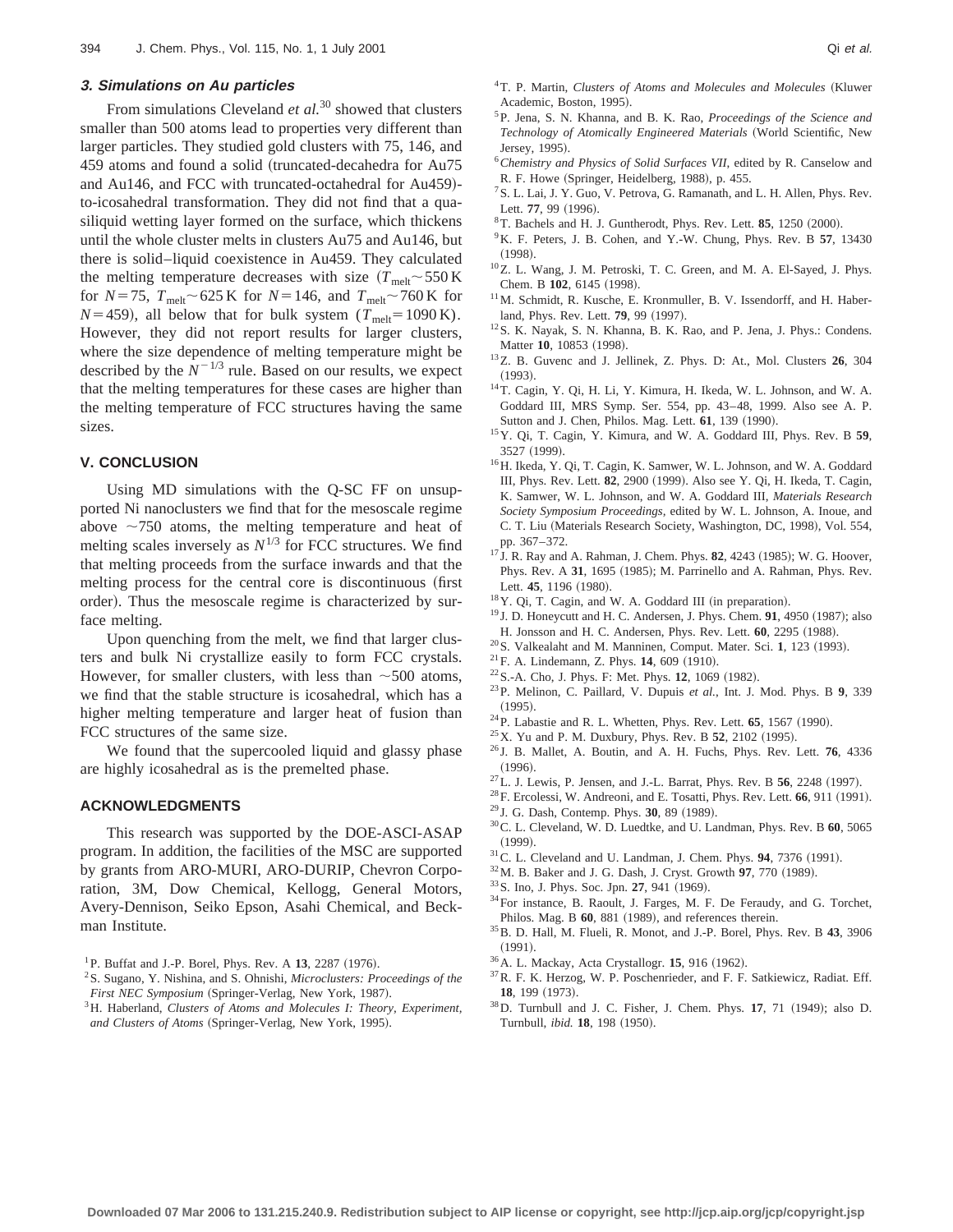### 3. Simulations on Au particles

From simulations Cleveland *et al.*[30] showed that clusters smaller than 500 atoms lead to properties very different than larger particles. They studied gold clusters with 75, 146, and 459 atoms and found a solid (truncated-decahedra for Au75 and Au146, and FCC with truncated-octahedral for Au459)-to-icosahedral transformation. They did not find that a quasiliquid wetting layer formed on the surface, which thickens until the whole cluster melts in clusters Au75 and Au146, but there is solid–liquid coexistence in Au459. They calculated the melting temperature decreases with size ($T_{\text{melt}} \sim 550$ K for $N = 75$, $T_{\text{melt}} \sim 625$ K for $N = 146$, and $T_{\text{melt}} \sim 760$ K for $N = 459$), all below that for bulk system ($T_{\text{melt}} = 1090$ K). However, they did not report results for larger clusters, where the size dependence of melting temperature might be described by the $N^{-1/3}$ rule. Based on our results, we expect that the melting temperatures for these cases are higher than the melting temperature of FCC structures having the same sizes.

## V. CONCLUSION

Using MD simulations with the Q-SC FF on unsupported Ni nanoclusters we find that for the mesoscale regime above $\sim 750$ atoms, the melting temperature and heat of melting scales inversely as $N^{1/3}$ for FCC structures. We find that melting proceeds from the surface inwards and that the melting process for the central core is discontinuous (first order). Thus the mesoscale regime is characterized by surface melting.

Upon quenching from the melt, we find that larger clusters and bulk Ni crystallize easily to form FCC crystals. However, for smaller clusters, with less than $\sim 500$ atoms, we find that the stable structure is icosahedral, which has a higher melting temperature and larger heat of fusion than FCC structures of the same size.

We found that the supercooled liquid and glassy phase are highly icosahedral as is the premelted phase.

## ACKNOWLEDGMENTS

This research was supported by the DOE-ASCI-ASAP program. In addition, the facilities of the MSC are supported by grants from ARO-MURI, ARO-DURIP, Chevron Corporation, 3M, Dow Chemical, Kellogg, General Motors, Avery-Dennison, Seiko Epson, Asahi Chemical, and Beckman Institute.

[1] P. Buffat and J.-P. Borel, Phys. Rev. A **13**, 2287 (1976).

[2] S. Sugano, Y. Nishina, and S. Ohnishi, *Microclusters: Proceedings of the First NEC Symposium* (Springer-Verlag, New York, 1987).

[3] H. Haberland, *Clusters of Atoms and Molecules I: Theory, Experiment, and Clusters of Atoms* (Springer-Verlag, New York, 1995).

[4] T. P. Martin, *Clusters of Atoms and Molecules and Molecules* (Kluwer Academic, Boston, 1995).

[5] P. Jena, S. N. Khanna, and B. K. Rao, *Proceedings of the Science and Technology of Atomically Engineered Materials* (World Scientific, New Jersey, 1995).

[6] *Chemistry and Physics of Solid Surfaces VII*, edited by R. Canselow and R. F. Howe (Springer, Heidelberg, 1988), p. 455.

[7] S. L. Lai, J. Y. Guo, V. Petrova, G. Ramanath, and L. H. Allen, Phys. Rev. Lett. **77**, 99 (1996).

[8] T. Bachels and H. J. Guntherodt, Phys. Rev. Lett. **85**, 1250 (2000).

[9] K. F. Peters, J. B. Cohen, and Y.-W. Chung, Phys. Rev. B **57**, 13430 (1998).

[10] Z. L. Wang, J. M. Petroski, T. C. Green, and M. A. El-Sayed, J. Phys. Chem. B **102**, 6145 (1998).

[11] M. Schmidt, R. Kusche, E. Kronmuller, B. V. Issendorff, and H. Haberland, Phys. Rev. Lett. **79**, 99 (1997).

[12] S. K. Nayak, S. N. Khanna, B. K. Rao, and P. Jena, J. Phys.: Condens. Matter **10**, 10853 (1998).

[13] Z. B. Guvenc and J. Jellinek, Z. Phys. D: At., Mol. Clusters **26**, 304 (1993).

[14] T. Cagin, Y. Qi, H. Li, Y. Kimura, H. Ikeda, W. L. Johnson, and W. A. Goddard III, MRS Symp. Ser. 554, pp. 43–48, 1999. Also see A. P. Sutton and J. Chen, Philos. Mag. Lett. **61**, 139 (1990).

[15] Y. Qi, T. Cagin, Y. Kimura, and W. A. Goddard III, Phys. Rev. B **59**, 3527 (1999).

[16] H. Ikeda, Y. Qi, T. Cagin, K. Samwer, W. L. Johnson, and W. A. Goddard III, Phys. Rev. Lett. **82**, 2900 (1999). Also see Y. Qi, H. Ikeda, T. Cagin, K. Samwer, W. L. Johnson, and W. A. Goddard III, *Materials Research Society Symposium Proceedings*, edited by W. L. Johnson, A. Inoue, and C. T. Liu (Materials Research Society, Washington, DC, 1998), Vol. 554, pp. 367–372.

[17] J. R. Ray and A. Rahman, J. Chem. Phys. **82**, 4243 (1985); W. G. Hoover, Phys. Rev. A **31**, 1695 (1985); M. Parrinello and A. Rahman, Phys. Rev. Lett. **45**, 1196 (1980).

[18] Y. Qi, T. Cagin, and W. A. Goddard III (in preparation).

[19] J. D. Honeycutt and H. C. Andersen, J. Phys. Chem. **91**, 4950 (1987); also H. Jonsson and H. C. Andersen, Phys. Rev. Lett. **60**, 2295 (1988).

[20] S. Valkealaht and M. Manninen, Comput. Mater. Sci. **1**, 123 (1993).

[21] F. A. Lindemann, Z. Phys. **14**, 609 (1910).

[22] S.-A. Cho, J. Phys. F: Met. Phys. **12**, 1069 (1982).

[23] P. Melinon, C. Paillard, V. Dupuis *et al.*, Int. J. Mod. Phys. B **9**, 339 (1995).

[24] P. Labastie and R. L. Whetten, Phys. Rev. Lett. **65**, 1567 (1990).

[25] X. Yu and P. M. Duxbury, Phys. Rev. B **52**, 2102 (1995).

[26] J. B. Mallet, A. Boutin, and A. H. Fuchs, Phys. Rev. Lett. **76**, 4336 (1996).

[27] L. J. Lewis, P. Jensen, and J.-L. Barrat, Phys. Rev. B **56**, 2248 (1997).

[28] F. Ercolessi, W. Andreoni, and E. Tosatti, Phys. Rev. Lett. **66**, 911 (1991).

[29] J. G. Dash, Contemp. Phys. **30**, 89 (1989).

[30] C. L. Cleveland, W. D. Luedtke, and U. Landman, Phys. Rev. B **60**, 5065 (1999).

[31] C. L. Cleveland and U. Landman, J. Chem. Phys. **94**, 7376 (1991).

[32] M. B. Baker and J. G. Dash, J. Cryst. Growth **97**, 770 (1989).

[33] S. Ino, J. Phys. Soc. Jpn. **27**, 941 (1969).

[34] For instance, B. Raoult, J. Farges, M. F. De Feraudy, and G. Torchet, Philos. Mag. B **60**, 881 (1989), and references therein.

[35] B. D. Hall, M. Flueli, R. Monot, and J.-P. Borel, Phys. Rev. B **43**, 3906 (1991).

[36] A. L. Mackay, Acta Crystallogr. **15**, 916 (1962).

[37] R. F. K. Herzog, W. P. Poschenrieder, and F. F. Satkiewicz, Radiat. Eff. **18**, 199 (1973).

[38] D. Turnbull and J. C. Fisher, J. Chem. Phys. **17**, 71 (1949); also D. Turnbull, *ibid.* **18**, 198 (1950).